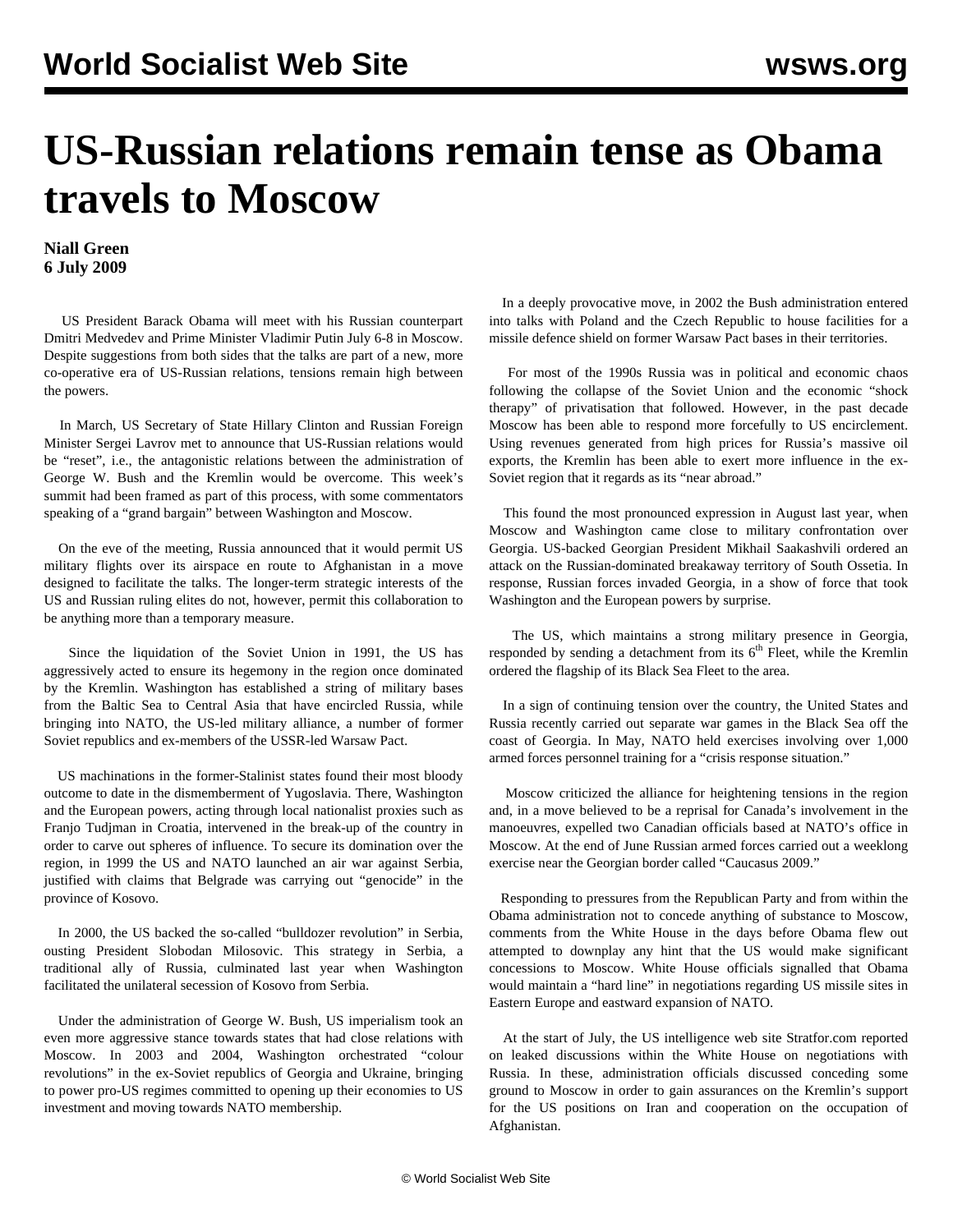# US-Russian relations remain tense as Obama travels to Moscow

**Niall Green**
**6 July 2009**

US President Barack Obama will meet with his Russian counterpart Dmitri Medvedev and Prime Minister Vladimir Putin July 6-8 in Moscow. Despite suggestions from both sides that the talks are part of a new, more co-operative era of US-Russian relations, tensions remain high between the powers.

In March, US Secretary of State Hillary Clinton and Russian Foreign Minister Sergei Lavrov met to announce that US-Russian relations would be "reset", i.e., the antagonistic relations between the administration of George W. Bush and the Kremlin would be overcome. This week's summit had been framed as part of this process, with some commentators speaking of a "grand bargain" between Washington and Moscow.

On the eve of the meeting, Russia announced that it would permit US military flights over its airspace en route to Afghanistan in a move designed to facilitate the talks. The longer-term strategic interests of the US and Russian ruling elites do not, however, permit this collaboration to be anything more than a temporary measure.

Since the liquidation of the Soviet Union in 1991, the US has aggressively acted to ensure its hegemony in the region once dominated by the Kremlin. Washington has established a string of military bases from the Baltic Sea to Central Asia that have encircled Russia, while bringing into NATO, the US-led military alliance, a number of former Soviet republics and ex-members of the USSR-led Warsaw Pact.

US machinations in the former-Stalinist states found their most bloody outcome to date in the dismemberment of Yugoslavia. There, Washington and the European powers, acting through local nationalist proxies such as Franjo Tudjman in Croatia, intervened in the break-up of the country in order to carve out spheres of influence. To secure its domination over the region, in 1999 the US and NATO launched an air war against Serbia, justified with claims that Belgrade was carrying out "genocide" in the province of Kosovo.

In 2000, the US backed the so-called "bulldozer revolution" in Serbia, ousting President Slobodan Milosovic. This strategy in Serbia, a traditional ally of Russia, culminated last year when Washington facilitated the unilateral secession of Kosovo from Serbia.

Under the administration of George W. Bush, US imperialism took an even more aggressive stance towards states that had close relations with Moscow. In 2003 and 2004, Washington orchestrated "colour revolutions" in the ex-Soviet republics of Georgia and Ukraine, bringing to power pro-US regimes committed to opening up their economies to US investment and moving towards NATO membership.

In a deeply provocative move, in 2002 the Bush administration entered into talks with Poland and the Czech Republic to house facilities for a missile defence shield on former Warsaw Pact bases in their territories.

For most of the 1990s Russia was in political and economic chaos following the collapse of the Soviet Union and the economic "shock therapy" of privatisation that followed. However, in the past decade Moscow has been able to respond more forcefully to US encirclement. Using revenues generated from high prices for Russia's massive oil exports, the Kremlin has been able to exert more influence in the ex-Soviet region that it regards as its "near abroad."

This found the most pronounced expression in August last year, when Moscow and Washington came close to military confrontation over Georgia. US-backed Georgian President Mikhail Saakashvili ordered an attack on the Russian-dominated breakaway territory of South Ossetia. In response, Russian forces invaded Georgia, in a show of force that took Washington and the European powers by surprise.

The US, which maintains a strong military presence in Georgia, responded by sending a detachment from its 6th Fleet, while the Kremlin ordered the flagship of its Black Sea Fleet to the area.

In a sign of continuing tension over the country, the United States and Russia recently carried out separate war games in the Black Sea off the coast of Georgia. In May, NATO held exercises involving over 1,000 armed forces personnel training for a "crisis response situation."

Moscow criticized the alliance for heightening tensions in the region and, in a move believed to be a reprisal for Canada's involvement in the manoeuvres, expelled two Canadian officials based at NATO's office in Moscow. At the end of June Russian armed forces carried out a weeklong exercise near the Georgian border called "Caucasus 2009."

Responding to pressures from the Republican Party and from within the Obama administration not to concede anything of substance to Moscow, comments from the White House in the days before Obama flew out attempted to downplay any hint that the US would make significant concessions to Moscow. White House officials signalled that Obama would maintain a "hard line" in negotiations regarding US missile sites in Eastern Europe and eastward expansion of NATO.

At the start of July, the US intelligence web site Stratfor.com reported on leaked discussions within the White House on negotiations with Russia. In these, administration officials discussed conceding some ground to Moscow in order to gain assurances on the Kremlin's support for the US positions on Iran and cooperation on the occupation of Afghanistan.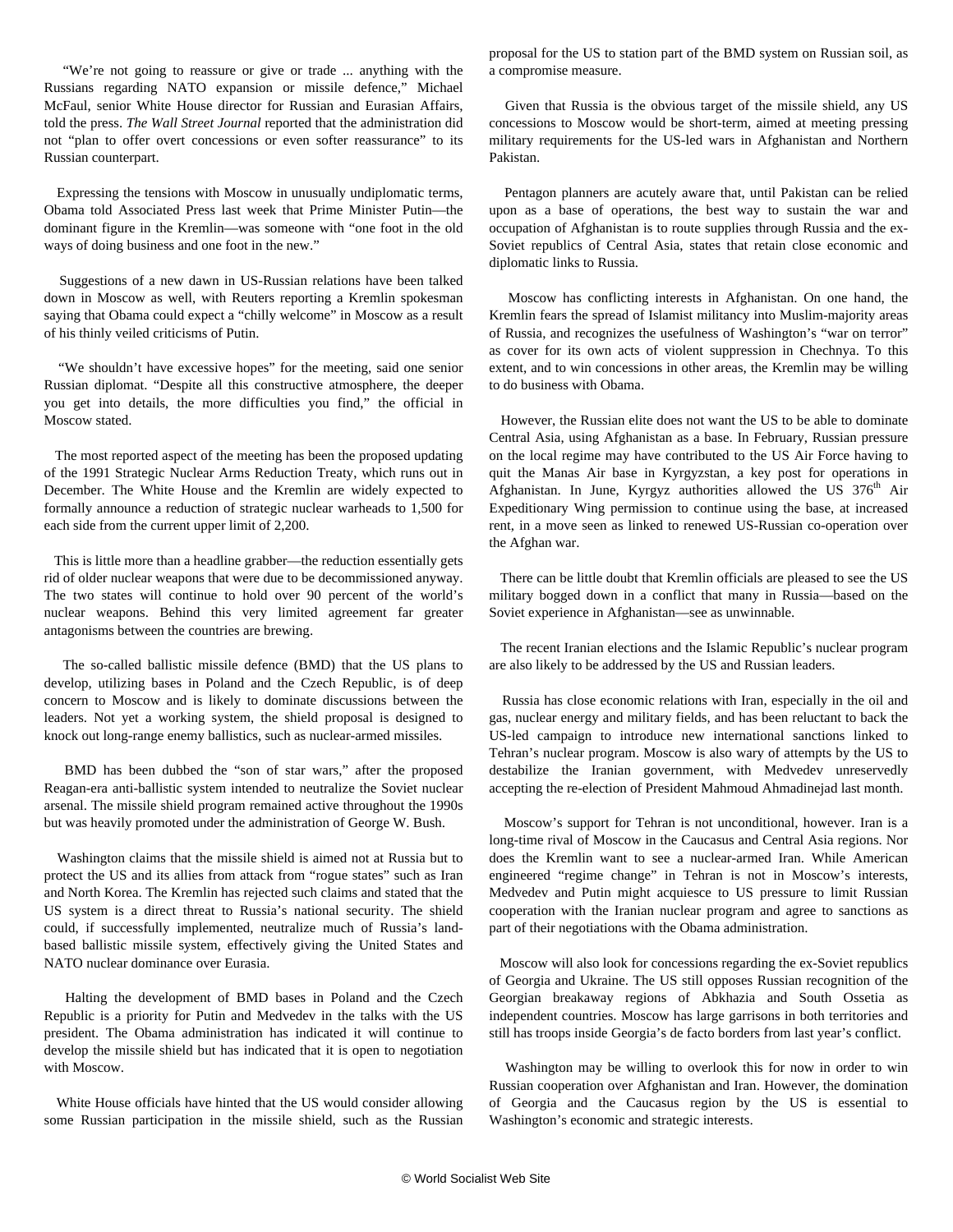"We're not going to reassure or give or trade ... anything with the Russians regarding NATO expansion or missile defence," Michael McFaul, senior White House director for Russian and Eurasian Affairs, told the press. *The Wall Street Journal* reported that the administration did not "plan to offer overt concessions or even softer reassurance" to its Russian counterpart.

Expressing the tensions with Moscow in unusually undiplomatic terms, Obama told Associated Press last week that Prime Minister Putin—the dominant figure in the Kremlin—was someone with "one foot in the old ways of doing business and one foot in the new."

Suggestions of a new dawn in US-Russian relations have been talked down in Moscow as well, with Reuters reporting a Kremlin spokesman saying that Obama could expect a "chilly welcome" in Moscow as a result of his thinly veiled criticisms of Putin.

"We shouldn't have excessive hopes" for the meeting, said one senior Russian diplomat. "Despite all this constructive atmosphere, the deeper you get into details, the more difficulties you find," the official in Moscow stated.

The most reported aspect of the meeting has been the proposed updating of the 1991 Strategic Nuclear Arms Reduction Treaty, which runs out in December. The White House and the Kremlin are widely expected to formally announce a reduction of strategic nuclear warheads to 1,500 for each side from the current upper limit of 2,200.

This is little more than a headline grabber—the reduction essentially gets rid of older nuclear weapons that were due to be decommissioned anyway. The two states will continue to hold over 90 percent of the world's nuclear weapons. Behind this very limited agreement far greater antagonisms between the countries are brewing.

The so-called ballistic missile defence (BMD) that the US plans to develop, utilizing bases in Poland and the Czech Republic, is of deep concern to Moscow and is likely to dominate discussions between the leaders. Not yet a working system, the shield proposal is designed to knock out long-range enemy ballistics, such as nuclear-armed missiles.

BMD has been dubbed the "son of star wars," after the proposed Reagan-era anti-ballistic system intended to neutralize the Soviet nuclear arsenal. The missile shield program remained active throughout the 1990s but was heavily promoted under the administration of George W. Bush.

Washington claims that the missile shield is aimed not at Russia but to protect the US and its allies from attack from "rogue states" such as Iran and North Korea. The Kremlin has rejected such claims and stated that the US system is a direct threat to Russia's national security. The shield could, if successfully implemented, neutralize much of Russia's land-based ballistic missile system, effectively giving the United States and NATO nuclear dominance over Eurasia.

Halting the development of BMD bases in Poland and the Czech Republic is a priority for Putin and Medvedev in the talks with the US president. The Obama administration has indicated it will continue to develop the missile shield but has indicated that it is open to negotiation with Moscow.

White House officials have hinted that the US would consider allowing some Russian participation in the missile shield, such as the Russian proposal for the US to station part of the BMD system on Russian soil, as a compromise measure.

Given that Russia is the obvious target of the missile shield, any US concessions to Moscow would be short-term, aimed at meeting pressing military requirements for the US-led wars in Afghanistan and Northern Pakistan.

Pentagon planners are acutely aware that, until Pakistan can be relied upon as a base of operations, the best way to sustain the war and occupation of Afghanistan is to route supplies through Russia and the ex-Soviet republics of Central Asia, states that retain close economic and diplomatic links to Russia.

Moscow has conflicting interests in Afghanistan. On one hand, the Kremlin fears the spread of Islamist militancy into Muslim-majority areas of Russia, and recognizes the usefulness of Washington's "war on terror" as cover for its own acts of violent suppression in Chechnya. To this extent, and to win concessions in other areas, the Kremlin may be willing to do business with Obama.

However, the Russian elite does not want the US to be able to dominate Central Asia, using Afghanistan as a base. In February, Russian pressure on the local regime may have contributed to the US Air Force having to quit the Manas Air base in Kyrgyzstan, a key post for operations in Afghanistan. In June, Kyrgyz authorities allowed the US 376th Air Expeditionary Wing permission to continue using the base, at increased rent, in a move seen as linked to renewed US-Russian co-operation over the Afghan war.

There can be little doubt that Kremlin officials are pleased to see the US military bogged down in a conflict that many in Russia—based on the Soviet experience in Afghanistan—see as unwinnable.

The recent Iranian elections and the Islamic Republic's nuclear program are also likely to be addressed by the US and Russian leaders.

Russia has close economic relations with Iran, especially in the oil and gas, nuclear energy and military fields, and has been reluctant to back the US-led campaign to introduce new international sanctions linked to Tehran's nuclear program. Moscow is also wary of attempts by the US to destabilize the Iranian government, with Medvedev unreservedly accepting the re-election of President Mahmoud Ahmadinejad last month.

Moscow's support for Tehran is not unconditional, however. Iran is a long-time rival of Moscow in the Caucasus and Central Asia regions. Nor does the Kremlin want to see a nuclear-armed Iran. While American engineered "regime change" in Tehran is not in Moscow's interests, Medvedev and Putin might acquiesce to US pressure to limit Russian cooperation with the Iranian nuclear program and agree to sanctions as part of their negotiations with the Obama administration.

Moscow will also look for concessions regarding the ex-Soviet republics of Georgia and Ukraine. The US still opposes Russian recognition of the Georgian breakaway regions of Abkhazia and South Ossetia as independent countries. Moscow has large garrisons in both territories and still has troops inside Georgia's de facto borders from last year's conflict.

Washington may be willing to overlook this for now in order to win Russian cooperation over Afghanistan and Iran. However, the domination of Georgia and the Caucasus region by the US is essential to Washington's economic and strategic interests.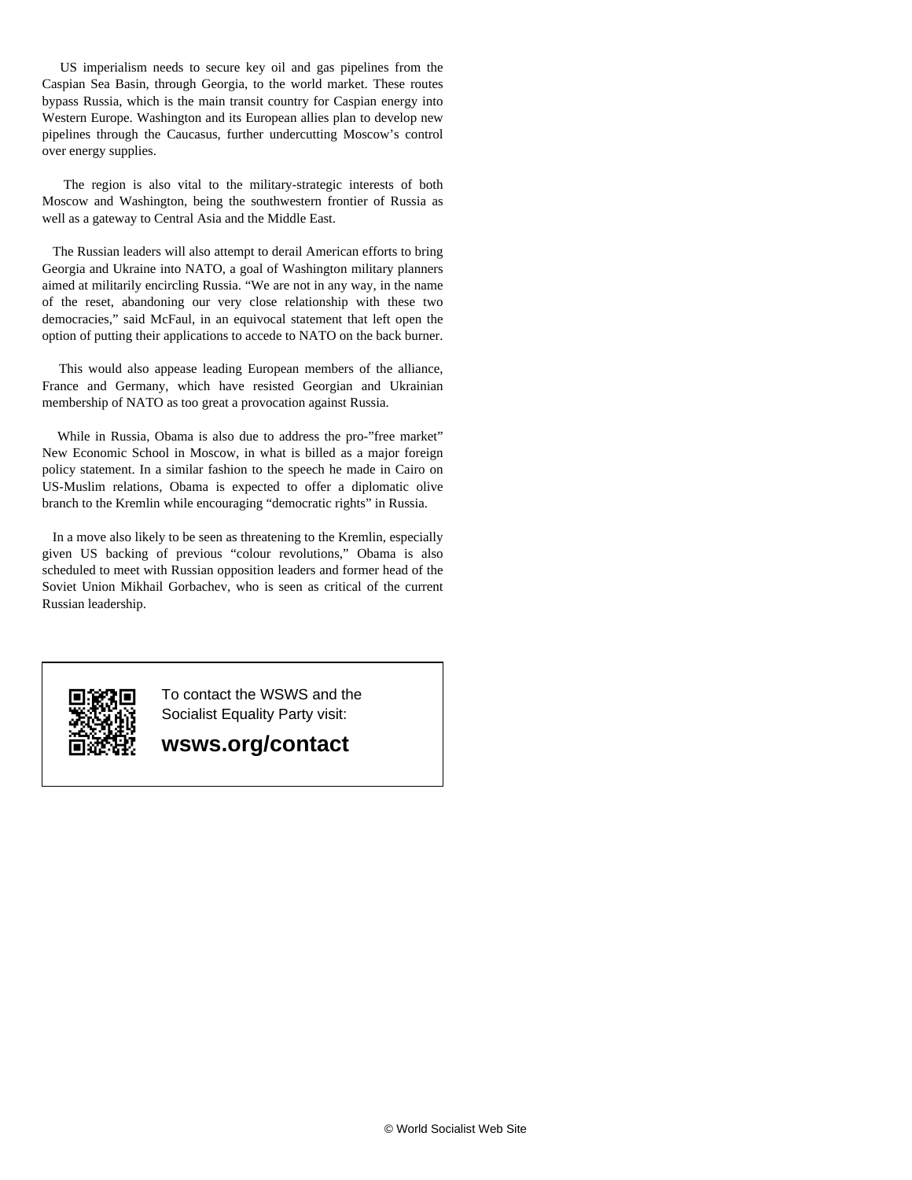US imperialism needs to secure key oil and gas pipelines from the Caspian Sea Basin, through Georgia, to the world market. These routes bypass Russia, which is the main transit country for Caspian energy into Western Europe. Washington and its European allies plan to develop new pipelines through the Caucasus, further undercutting Moscow's control over energy supplies.

The region is also vital to the military-strategic interests of both Moscow and Washington, being the southwestern frontier of Russia as well as a gateway to Central Asia and the Middle East.

The Russian leaders will also attempt to derail American efforts to bring Georgia and Ukraine into NATO, a goal of Washington military planners aimed at militarily encircling Russia. "We are not in any way, in the name of the reset, abandoning our very close relationship with these two democracies," said McFaul, in an equivocal statement that left open the option of putting their applications to accede to NATO on the back burner.

This would also appease leading European members of the alliance, France and Germany, which have resisted Georgian and Ukrainian membership of NATO as too great a provocation against Russia.

While in Russia, Obama is also due to address the pro-"free market" New Economic School in Moscow, in what is billed as a major foreign policy statement. In a similar fashion to the speech he made in Cairo on US-Muslim relations, Obama is expected to offer a diplomatic olive branch to the Kremlin while encouraging "democratic rights" in Russia.

In a move also likely to be seen as threatening to the Kremlin, especially given US backing of previous "colour revolutions," Obama is also scheduled to meet with Russian opposition leaders and former head of the Soviet Union Mikhail Gorbachev, who is seen as critical of the current Russian leadership.

To contact the WSWS and the Socialist Equality Party visit:

**wsws.org/contact**